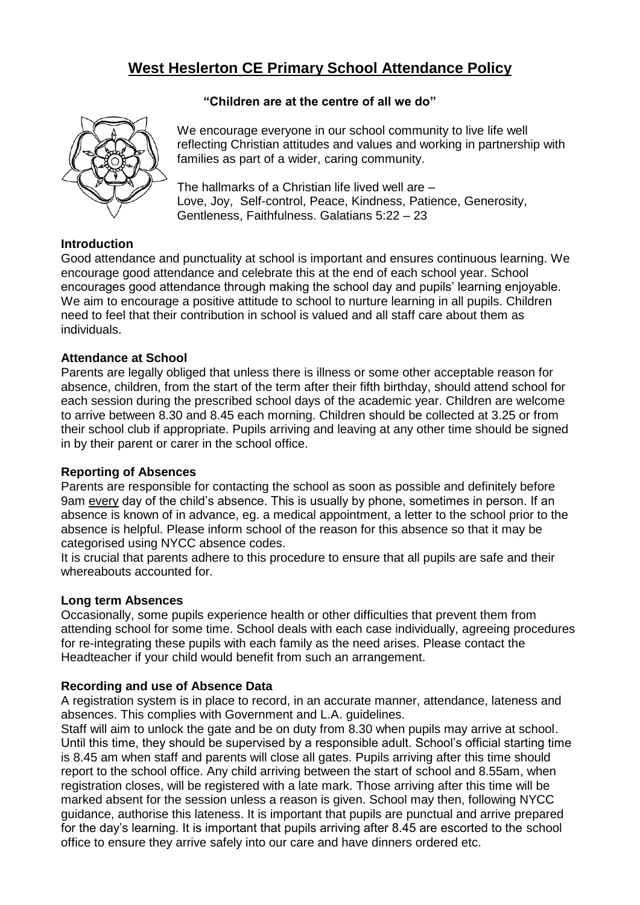# West Heslerton CE Primary School Attendance Policy

**"Children are at the centre of all we do"**

We encourage everyone in our school community to live life well reflecting Christian attitudes and values and working in partnership with families as part of a wider, caring community.

The hallmarks of a Christian life lived well are –
Love, Joy, Self-control, Peace, Kindness, Patience, Generosity, Gentleness, Faithfulness. Galatians 5:22 – 23

**Introduction**

Good attendance and punctuality at school is important and ensures continuous learning. We encourage good attendance and celebrate this at the end of each school year. School encourages good attendance through making the school day and pupils' learning enjoyable. We aim to encourage a positive attitude to school to nurture learning in all pupils. Children need to feel that their contribution in school is valued and all staff care about them as individuals.

**Attendance at School**

Parents are legally obliged that unless there is illness or some other acceptable reason for absence, children, from the start of the term after their fifth birthday, should attend school for each session during the prescribed school days of the academic year. Children are welcome to arrive between 8.30 and 8.45 each morning. Children should be collected at 3.25 or from their school club if appropriate. Pupils arriving and leaving at any other time should be signed in by their parent or carer in the school office.

**Reporting of Absences**

Parents are responsible for contacting the school as soon as possible and definitely before 9am every day of the child's absence. This is usually by phone, sometimes in person. If an absence is known of in advance, eg. a medical appointment, a letter to the school prior to the absence is helpful. Please inform school of the reason for this absence so that it may be categorised using NYCC absence codes.

It is crucial that parents adhere to this procedure to ensure that all pupils are safe and their whereabouts accounted for.

**Long term Absences**

Occasionally, some pupils experience health or other difficulties that prevent them from attending school for some time. School deals with each case individually, agreeing procedures for re-integrating these pupils with each family as the need arises. Please contact the Headteacher if your child would benefit from such an arrangement.

**Recording and use of Absence Data**

A registration system is in place to record, in an accurate manner, attendance, lateness and absences. This complies with Government and L.A. guidelines.

Staff will aim to unlock the gate and be on duty from 8.30 when pupils may arrive at school. Until this time, they should be supervised by a responsible adult. School's official starting time is 8.45 am when staff and parents will close all gates. Pupils arriving after this time should report to the school office. Any child arriving between the start of school and 8.55am, when registration closes, will be registered with a late mark. Those arriving after this time will be marked absent for the session unless a reason is given. School may then, following NYCC guidance, authorise this lateness. It is important that pupils are punctual and arrive prepared for the day's learning. It is important that pupils arriving after 8.45 are escorted to the school office to ensure they arrive safely into our care and have dinners ordered etc.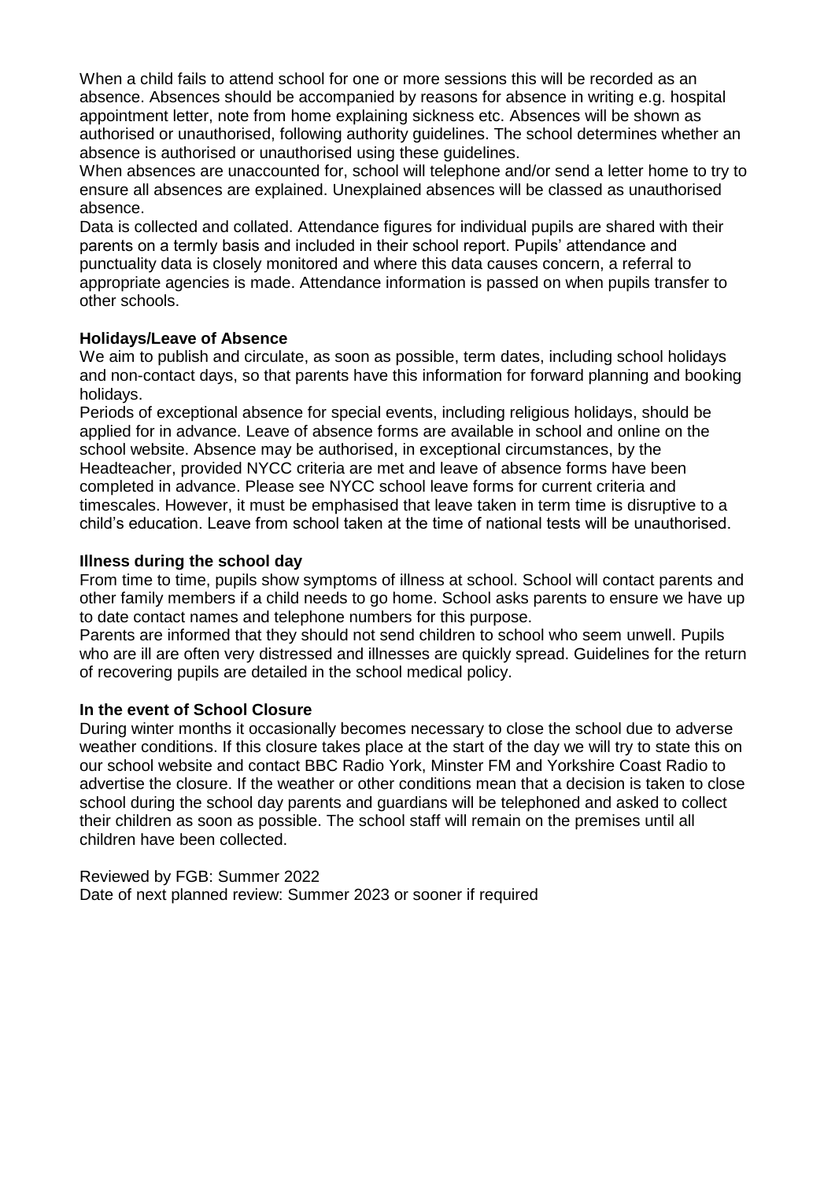When a child fails to attend school for one or more sessions this will be recorded as an absence. Absences should be accompanied by reasons for absence in writing e.g. hospital appointment letter, note from home explaining sickness etc. Absences will be shown as authorised or unauthorised, following authority guidelines. The school determines whether an absence is authorised or unauthorised using these guidelines.

When absences are unaccounted for, school will telephone and/or send a letter home to try to ensure all absences are explained. Unexplained absences will be classed as unauthorised absence.

Data is collected and collated. Attendance figures for individual pupils are shared with their parents on a termly basis and included in their school report. Pupils' attendance and punctuality data is closely monitored and where this data causes concern, a referral to appropriate agencies is made. Attendance information is passed on when pupils transfer to other schools.

**Holidays/Leave of Absence**

We aim to publish and circulate, as soon as possible, term dates, including school holidays and non-contact days, so that parents have this information for forward planning and booking holidays.

Periods of exceptional absence for special events, including religious holidays, should be applied for in advance. Leave of absence forms are available in school and online on the school website. Absence may be authorised, in exceptional circumstances, by the Headteacher, provided NYCC criteria are met and leave of absence forms have been completed in advance. Please see NYCC school leave forms for current criteria and timescales. However, it must be emphasised that leave taken in term time is disruptive to a child's education. Leave from school taken at the time of national tests will be unauthorised.

**Illness during the school day**

From time to time, pupils show symptoms of illness at school. School will contact parents and other family members if a child needs to go home. School asks parents to ensure we have up to date contact names and telephone numbers for this purpose.

Parents are informed that they should not send children to school who seem unwell. Pupils who are ill are often very distressed and illnesses are quickly spread. Guidelines for the return of recovering pupils are detailed in the school medical policy.

**In the event of School Closure**

During winter months it occasionally becomes necessary to close the school due to adverse weather conditions. If this closure takes place at the start of the day we will try to state this on our school website and contact BBC Radio York, Minster FM and Yorkshire Coast Radio to advertise the closure. If the weather or other conditions mean that a decision is taken to close school during the school day parents and guardians will be telephoned and asked to collect their children as soon as possible. The school staff will remain on the premises until all children have been collected.

Reviewed by FGB: Summer 2022

Date of next planned review: Summer 2023 or sooner if required